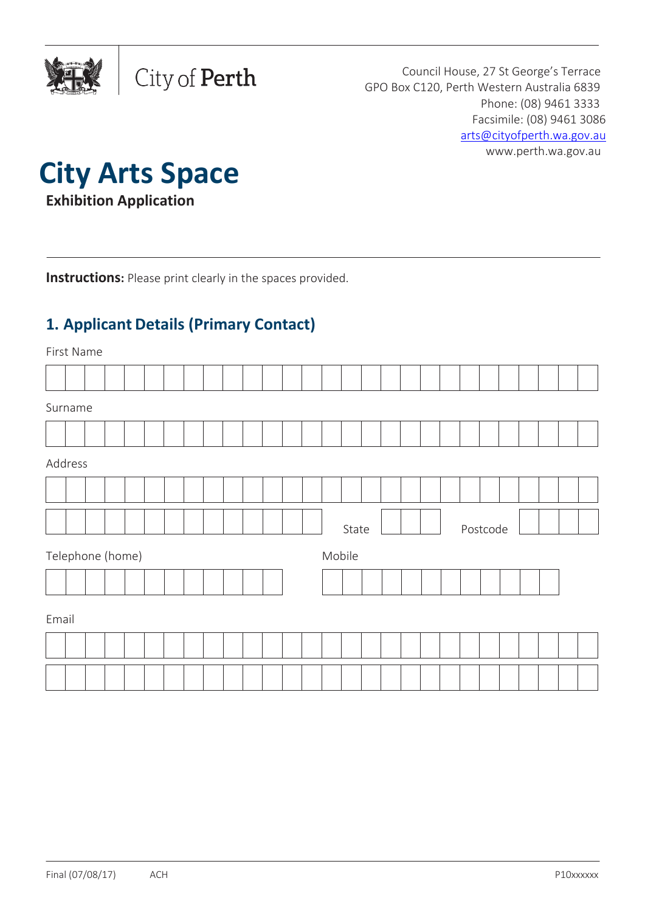City of Perth

Council House, 27 St George's Terrace
GPO Box C120, Perth Western Australia 6839
Phone: (08) 9461 3333
Facsimile: (08) 9461 3086
arts@cityofperth.wa.gov.au
www.perth.wa.gov.au

# City Arts Space

**Exhibition Application**

**Instructions:** Please print clearly in the spaces provided.

## 1. Applicant Details (Primary Contact)

First Name

Surname

Address

State

Postcode

Telephone (home)

Mobile

Email

Final (07/08/17) ACH P10xxxxxx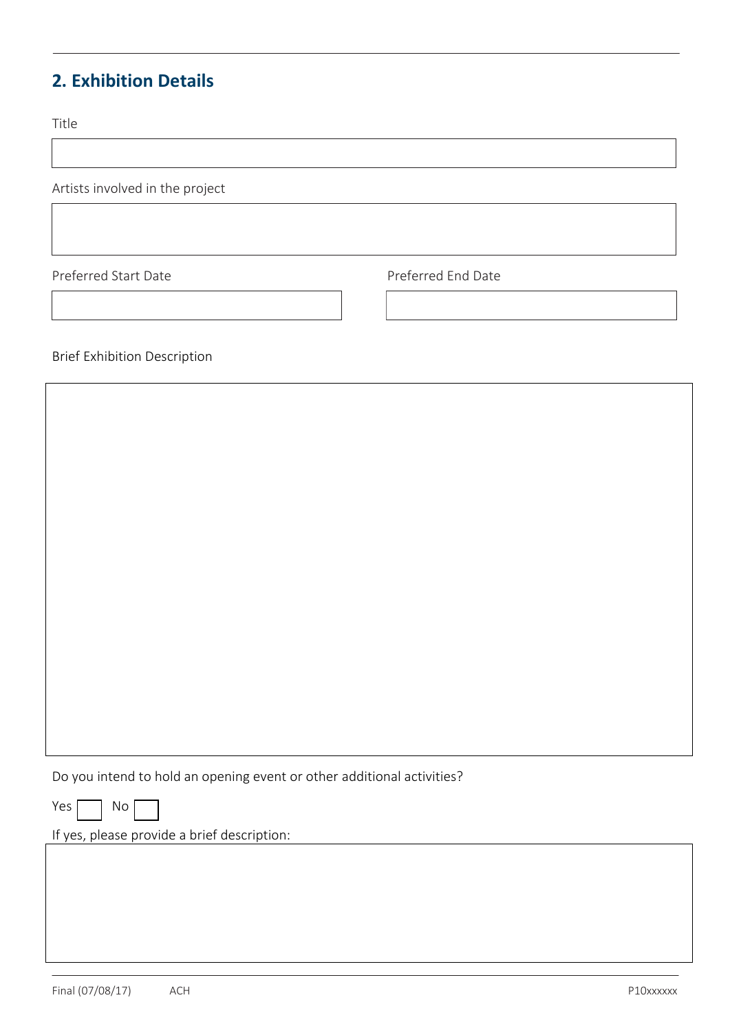## 2. Exhibition Details

Title

Artists involved in the project

Preferred Start Date

Preferred End Date

Brief Exhibition Description

Do you intend to hold an opening event or other additional activities?

Yes ☐ No ☐

If yes, please provide a brief description: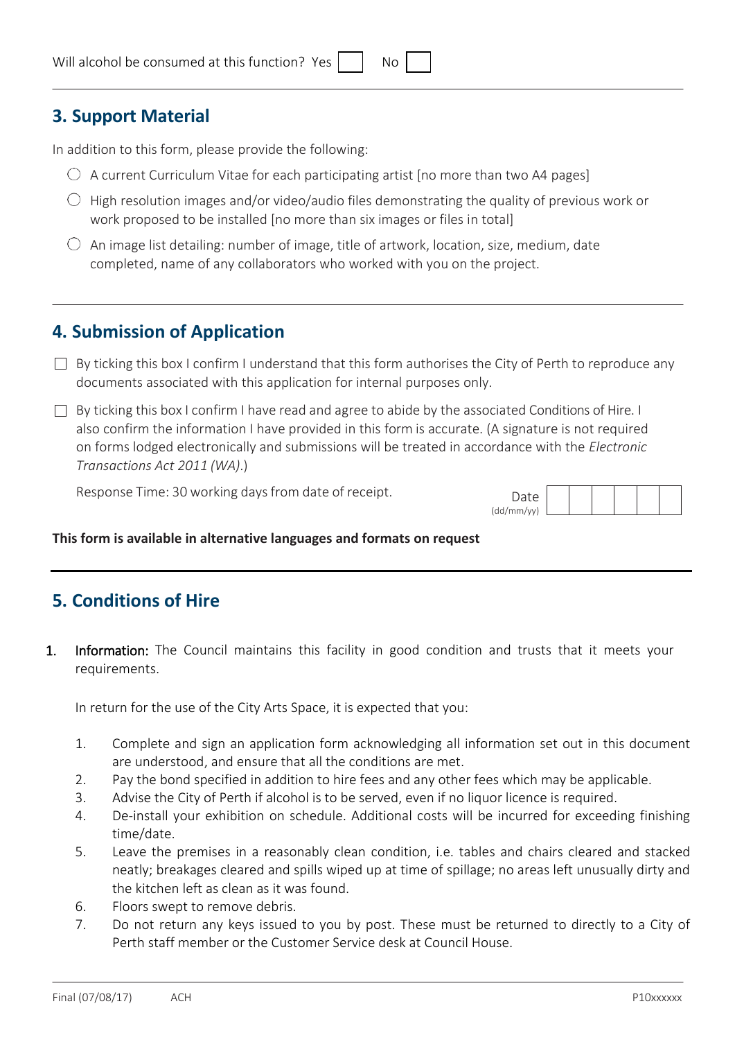Will alcohol be consumed at this function? Yes ☐ No ☐

## 3. Support Material

In addition to this form, please provide the following:

- ◯ A current Curriculum Vitae for each participating artist [no more than two A4 pages]
- ◯ High resolution images and/or video/audio files demonstrating the quality of previous work or work proposed to be installed [no more than six images or files in total]
- ◯ An image list detailing: number of image, title of artwork, location, size, medium, date completed, name of any collaborators who worked with you on the project.

## 4. Submission of Application

☐ By ticking this box I confirm I understand that this form authorises the City of Perth to reproduce any documents associated with this application for internal purposes only.

☐ By ticking this box I confirm I have read and agree to abide by the associated Conditions of Hire. I also confirm the information I have provided in this form is accurate. (A signature is not required on forms lodged electronically and submissions will be treated in accordance with the *Electronic Transactions Act 2011 (WA)*.)

Response Time: 30 working days from date of receipt.

Date (dd/mm/yy) | | | | | | |

**This form is available in alternative languages and formats on request**

## 5. Conditions of Hire

1. Information: The Council maintains this facility in good condition and trusts that it meets your requirements.

   In return for the use of the City Arts Space, it is expected that you:

   1. Complete and sign an application form acknowledging all information set out in this document are understood, and ensure that all the conditions are met.
   2. Pay the bond specified in addition to hire fees and any other fees which may be applicable.
   3. Advise the City of Perth if alcohol is to be served, even if no liquor licence is required.
   4. De-install your exhibition on schedule. Additional costs will be incurred for exceeding finishing time/date.
   5. Leave the premises in a reasonably clean condition, i.e. tables and chairs cleared and stacked neatly; breakages cleared and spills wiped up at time of spillage; no areas left unusually dirty and the kitchen left as clean as it was found.
   6. Floors swept to remove debris.
   7. Do not return any keys issued to you by post. These must be returned to directly to a City of Perth staff member or the Customer Service desk at Council House.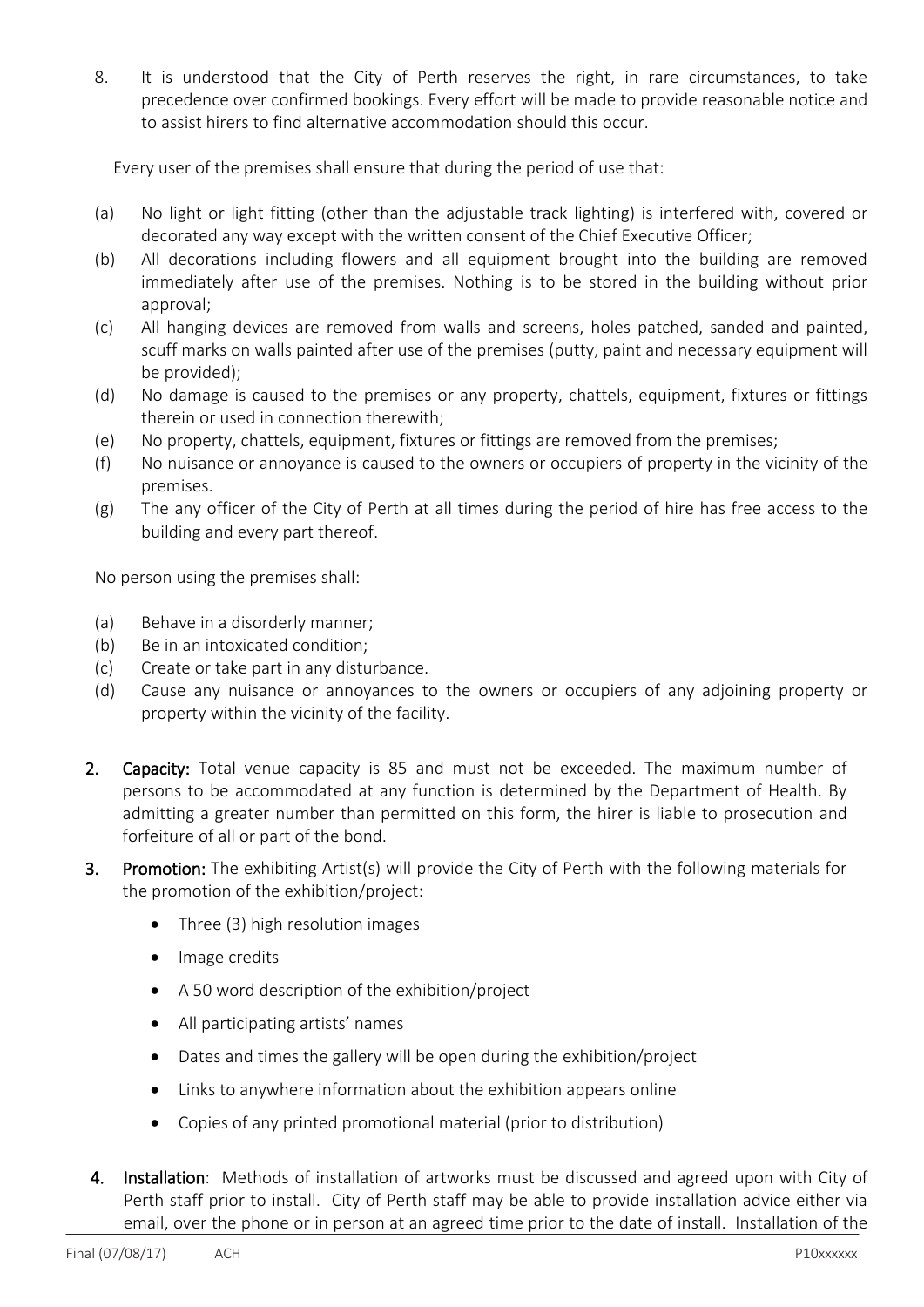8. It is understood that the City of Perth reserves the right, in rare circumstances, to take precedence over confirmed bookings. Every effort will be made to provide reasonable notice and to assist hirers to find alternative accommodation should this occur.

Every user of the premises shall ensure that during the period of use that:

(a) No light or light fitting (other than the adjustable track lighting) is interfered with, covered or decorated any way except with the written consent of the Chief Executive Officer;

(b) All decorations including flowers and all equipment brought into the building are removed immediately after use of the premises. Nothing is to be stored in the building without prior approval;

(c) All hanging devices are removed from walls and screens, holes patched, sanded and painted, scuff marks on walls painted after use of the premises (putty, paint and necessary equipment will be provided);

(d) No damage is caused to the premises or any property, chattels, equipment, fixtures or fittings therein or used in connection therewith;

(e) No property, chattels, equipment, fixtures or fittings are removed from the premises;

(f) No nuisance or annoyance is caused to the owners or occupiers of property in the vicinity of the premises.

(g) The any officer of the City of Perth at all times during the period of hire has free access to the building and every part thereof.

No person using the premises shall:

(a) Behave in a disorderly manner;

(b) Be in an intoxicated condition;

(c) Create or take part in any disturbance.

(d) Cause any nuisance or annoyances to the owners or occupiers of any adjoining property or property within the vicinity of the facility.

2. **Capacity:** Total venue capacity is 85 and must not be exceeded. The maximum number of persons to be accommodated at any function is determined by the Department of Health. By admitting a greater number than permitted on this form, the hirer is liable to prosecution and forfeiture of all or part of the bond.

3. **Promotion:** The exhibiting Artist(s) will provide the City of Perth with the following materials for the promotion of the exhibition/project:

   - Three (3) high resolution images
   - Image credits
   - A 50 word description of the exhibition/project
   - All participating artists' names
   - Dates and times the gallery will be open during the exhibition/project
   - Links to anywhere information about the exhibition appears online
   - Copies of any printed promotional material (prior to distribution)

4. **Installation**: Methods of installation of artworks must be discussed and agreed upon with City of Perth staff prior to install. City of Perth staff may be able to provide installation advice either via email, over the phone or in person at an agreed time prior to the date of install. Installation of the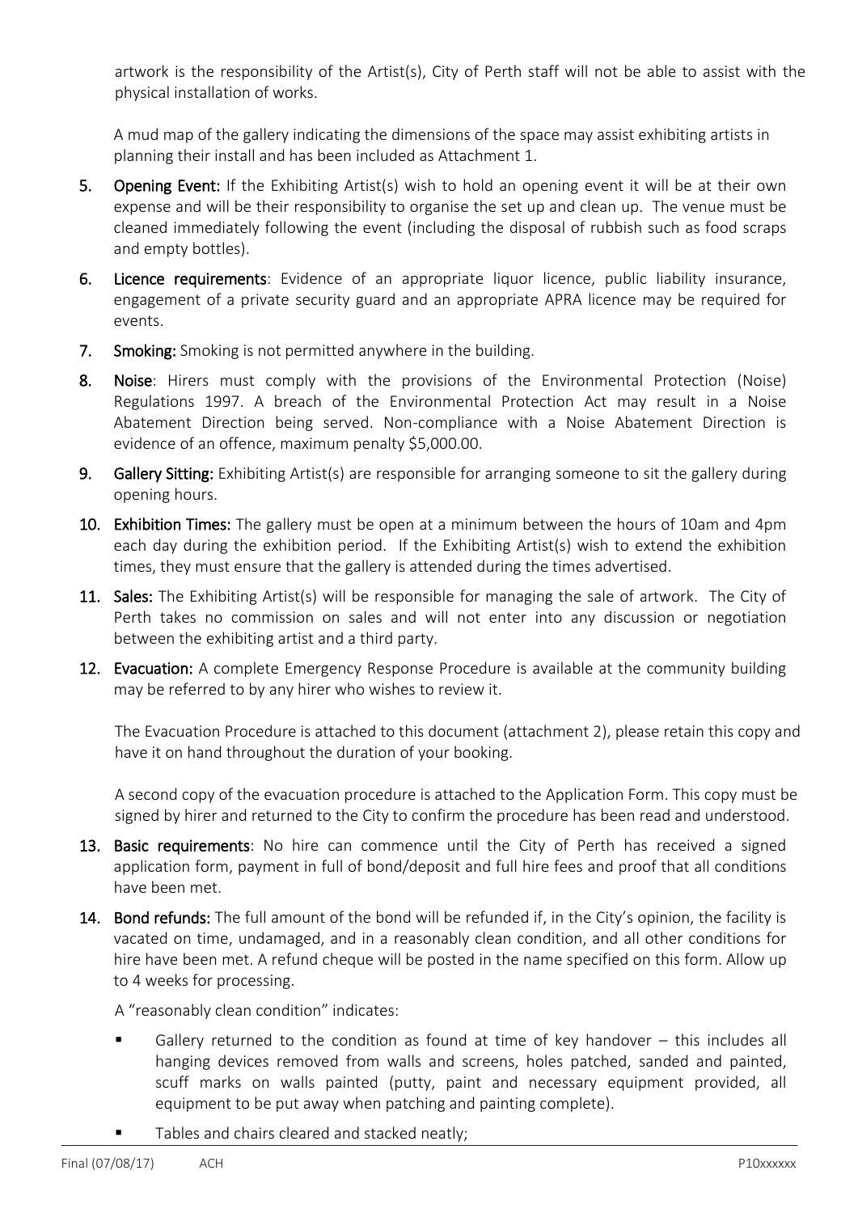artwork is the responsibility of the Artist(s), City of Perth staff will not be able to assist with the physical installation of works.

A mud map of the gallery indicating the dimensions of the space may assist exhibiting artists in planning their install and has been included as Attachment 1.

5. **Opening Event:** If the Exhibiting Artist(s) wish to hold an opening event it will be at their own expense and will be their responsibility to organise the set up and clean up. The venue must be cleaned immediately following the event (including the disposal of rubbish such as food scraps and empty bottles).

6. **Licence requirements**: Evidence of an appropriate liquor licence, public liability insurance, engagement of a private security guard and an appropriate APRA licence may be required for events.

7. **Smoking:** Smoking is not permitted anywhere in the building.

8. **Noise**: Hirers must comply with the provisions of the Environmental Protection (Noise) Regulations 1997. A breach of the Environmental Protection Act may result in a Noise Abatement Direction being served. Non-compliance with a Noise Abatement Direction is evidence of an offence, maximum penalty $5,000.00.

9. **Gallery Sitting:** Exhibiting Artist(s) are responsible for arranging someone to sit the gallery during opening hours.

10. **Exhibition Times:** The gallery must be open at a minimum between the hours of 10am and 4pm each day during the exhibition period. If the Exhibiting Artist(s) wish to extend the exhibition times, they must ensure that the gallery is attended during the times advertised.

11. **Sales:** The Exhibiting Artist(s) will be responsible for managing the sale of artwork. The City of Perth takes no commission on sales and will not enter into any discussion or negotiation between the exhibiting artist and a third party.

12. **Evacuation:** A complete Emergency Response Procedure is available at the community building may be referred to by any hirer who wishes to review it.

    The Evacuation Procedure is attached to this document (attachment 2), please retain this copy and have it on hand throughout the duration of your booking.

    A second copy of the evacuation procedure is attached to the Application Form. This copy must be signed by hirer and returned to the City to confirm the procedure has been read and understood.

13. **Basic requirements**: No hire can commence until the City of Perth has received a signed application form, payment in full of bond/deposit and full hire fees and proof that all conditions have been met.

14. **Bond refunds:** The full amount of the bond will be refunded if, in the City's opinion, the facility is vacated on time, undamaged, and in a reasonably clean condition, and all other conditions for hire have been met. A refund cheque will be posted in the name specified on this form. Allow up to 4 weeks for processing.

    A "reasonably clean condition" indicates:

    - Gallery returned to the condition as found at time of key handover – this includes all hanging devices removed from walls and screens, holes patched, sanded and painted, scuff marks on walls painted (putty, paint and necessary equipment provided, all equipment to be put away when patching and painting complete).
    - Tables and chairs cleared and stacked neatly;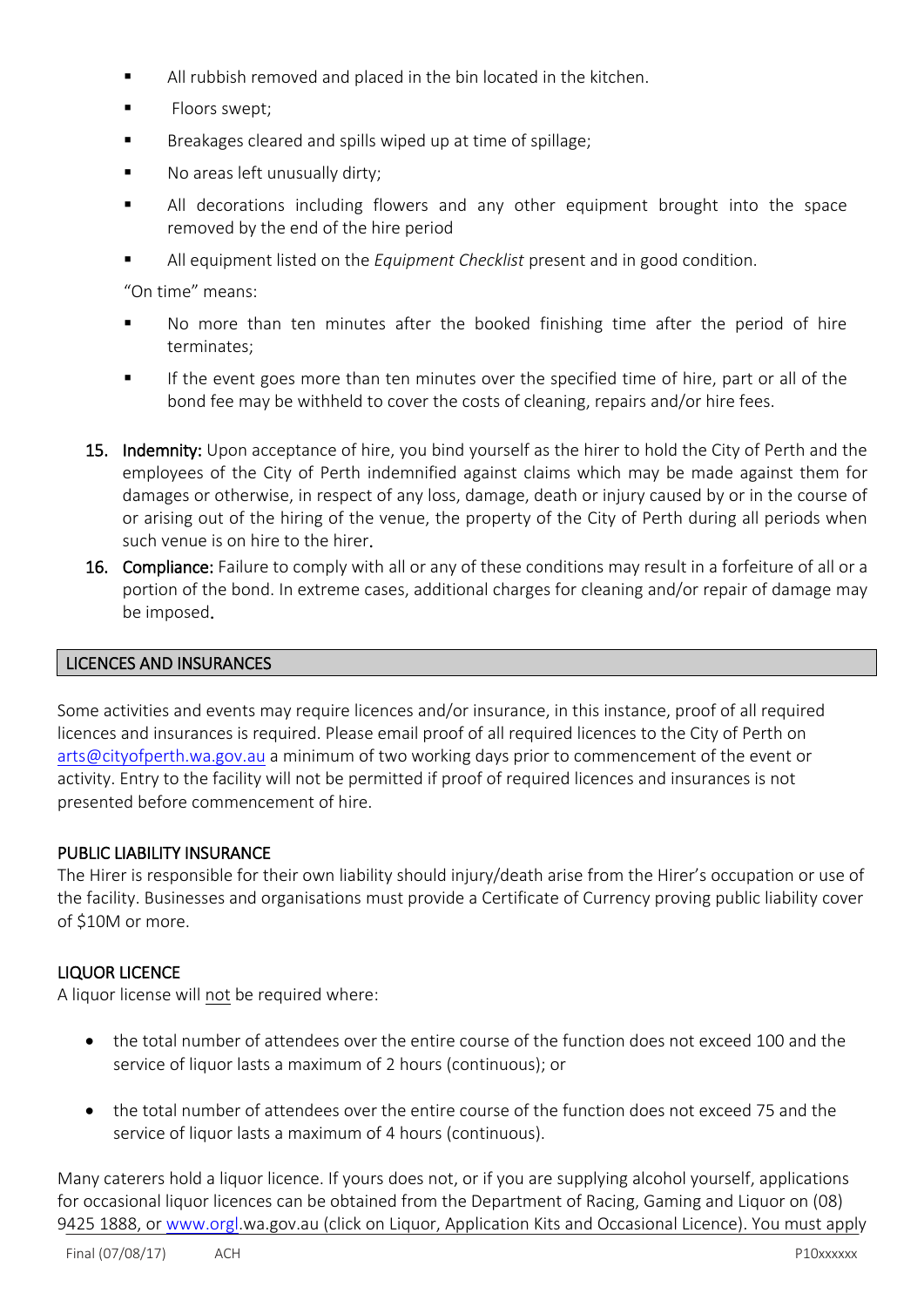- All rubbish removed and placed in the bin located in the kitchen.
- Floors swept;
- Breakages cleared and spills wiped up at time of spillage;
- No areas left unusually dirty;
- All decorations including flowers and any other equipment brought into the space removed by the end of the hire period
- All equipment listed on the *Equipment Checklist* present and in good condition.

"On time" means:

- No more than ten minutes after the booked finishing time after the period of hire terminates;
- If the event goes more than ten minutes over the specified time of hire, part or all of the bond fee may be withheld to cover the costs of cleaning, repairs and/or hire fees.

15. **Indemnity:** Upon acceptance of hire, you bind yourself as the hirer to hold the City of Perth and the employees of the City of Perth indemnified against claims which may be made against them for damages or otherwise, in respect of any loss, damage, death or injury caused by or in the course of or arising out of the hiring of the venue, the property of the City of Perth during all periods when such venue is on hire to the hirer.
16. **Compliance:** Failure to comply with all or any of these conditions may result in a forfeiture of all or a portion of the bond. In extreme cases, additional charges for cleaning and/or repair of damage may be imposed.

## LICENCES AND INSURANCES

Some activities and events may require licences and/or insurance, in this instance, proof of all required licences and insurances is required. Please email proof of all required licences to the City of Perth on arts@cityofperth.wa.gov.au a minimum of two working days prior to commencement of the event or activity. Entry to the facility will not be permitted if proof of required licences and insurances is not presented before commencement of hire.

### PUBLIC LIABILITY INSURANCE

The Hirer is responsible for their own liability should injury/death arise from the Hirer's occupation or use of the facility. Businesses and organisations must provide a Certificate of Currency proving public liability cover of $10M or more.

### LIQUOR LICENCE

A liquor license will not be required where:

- the total number of attendees over the entire course of the function does not exceed 100 and the service of liquor lasts a maximum of 2 hours (continuous); or
- the total number of attendees over the entire course of the function does not exceed 75 and the service of liquor lasts a maximum of 4 hours (continuous).

Many caterers hold a liquor licence. If yours does not, or if you are supplying alcohol yourself, applications for occasional liquor licences can be obtained from the Department of Racing, Gaming and Liquor on (08) 9425 1888, or www.orgl.wa.gov.au (click on Liquor, Application Kits and Occasional Licence). You must apply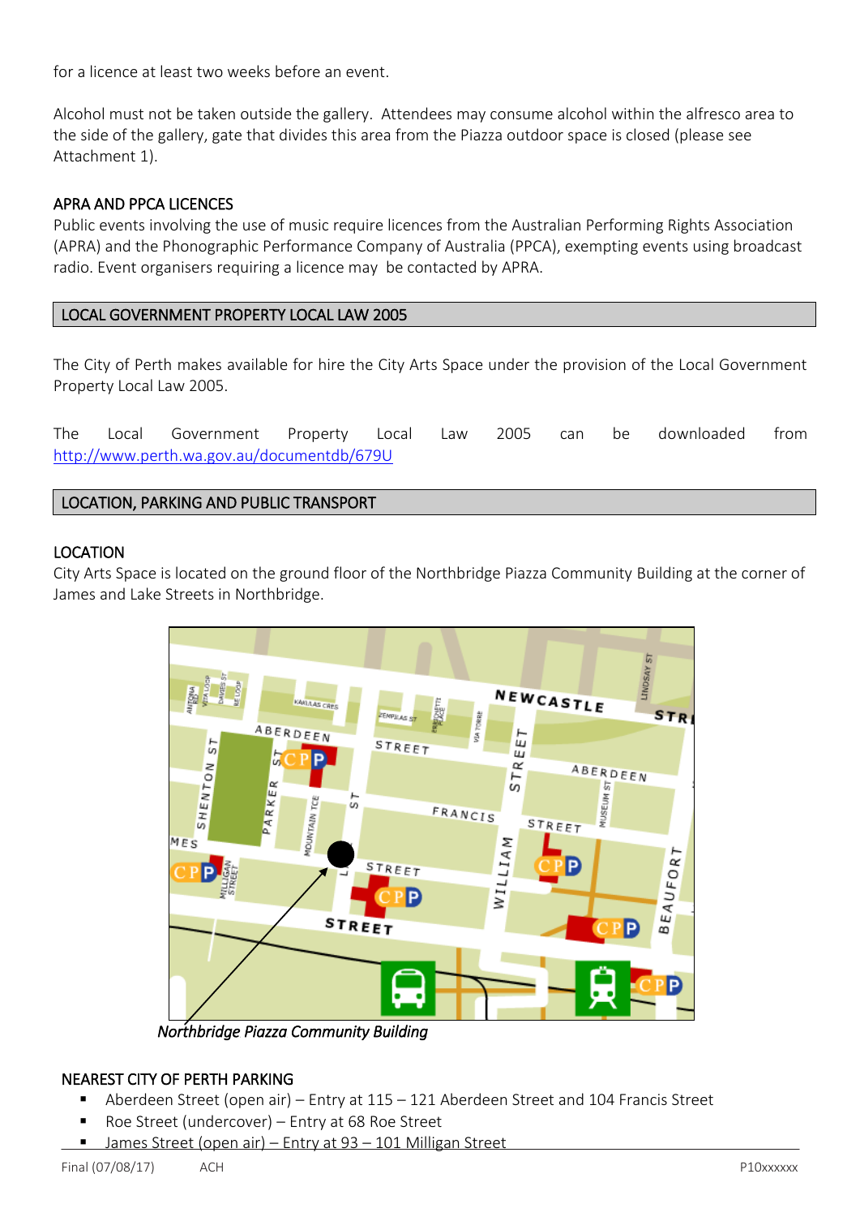for a licence at least two weeks before an event.

Alcohol must not be taken outside the gallery. Attendees may consume alcohol within the alfresco area to the side of the gallery, gate that divides this area from the Piazza outdoor space is closed (please see Attachment 1).

### APRA AND PPCA LICENCES

Public events involving the use of music require licences from the Australian Performing Rights Association (APRA) and the Phonographic Performance Company of Australia (PPCA), exempting events using broadcast radio. Event organisers requiring a licence may be contacted by APRA.

## LOCAL GOVERNMENT PROPERTY LOCAL LAW 2005

The City of Perth makes available for hire the City Arts Space under the provision of the Local Government Property Local Law 2005.

The Local Government Property Local Law 2005 can be downloaded from http://www.perth.wa.gov.au/documentdb/679U

## LOCATION, PARKING AND PUBLIC TRANSPORT

### LOCATION

City Arts Space is located on the ground floor of the Northbridge Piazza Community Building at the corner of James and Lake Streets in Northbridge.

*Northbridge Piazza Community Building*

### NEAREST CITY OF PERTH PARKING

- Aberdeen Street (open air) – Entry at 115 – 121 Aberdeen Street and 104 Francis Street
- Roe Street (undercover) – Entry at 68 Roe Street
- James Street (open air) – Entry at 93 – 101 Milligan Street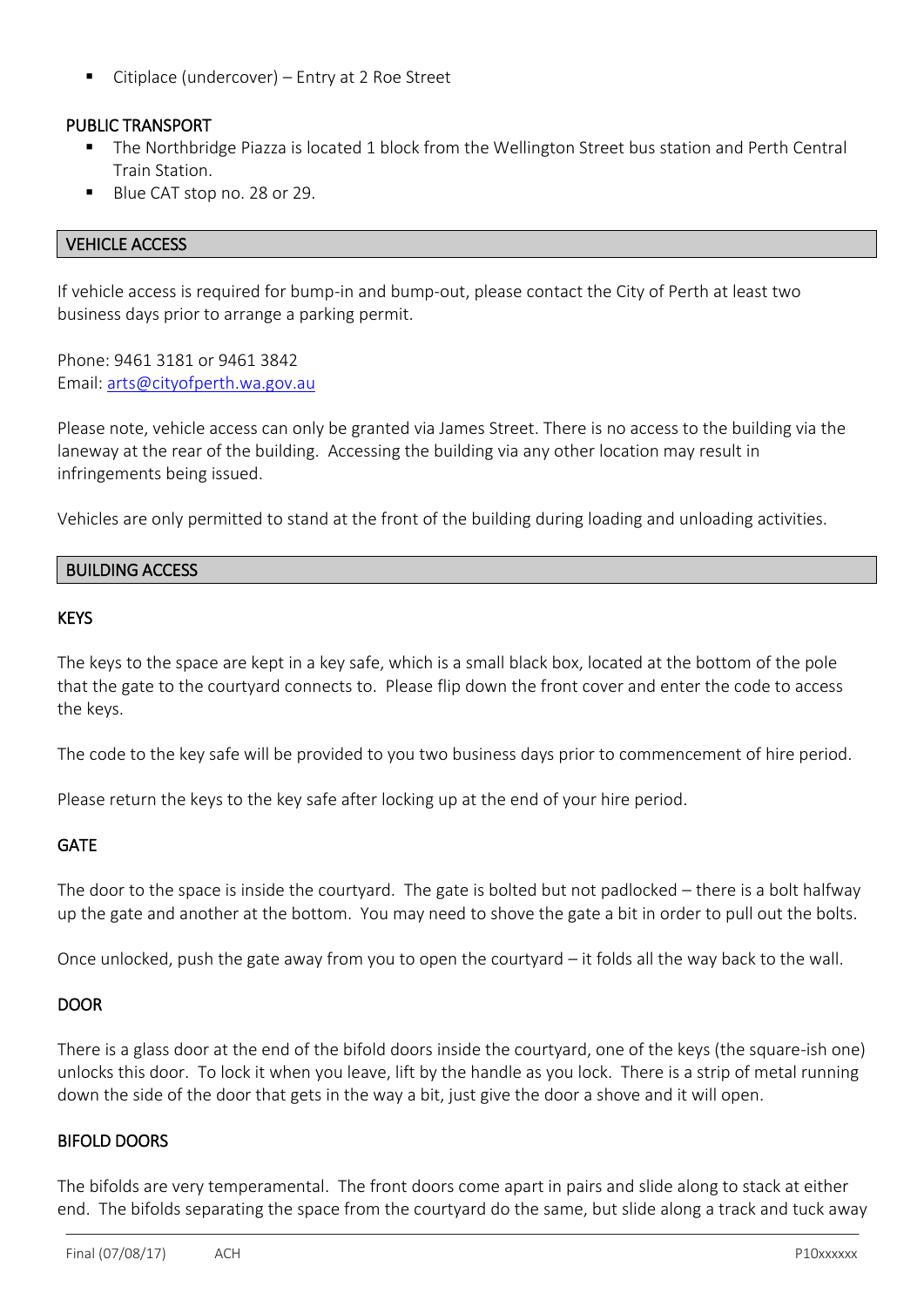- Citiplace (undercover) – Entry at 2 Roe Street

### PUBLIC TRANSPORT

- The Northbridge Piazza is located 1 block from the Wellington Street bus station and Perth Central Train Station.
- Blue CAT stop no. 28 or 29.

## VEHICLE ACCESS

If vehicle access is required for bump-in and bump-out, please contact the City of Perth at least two business days prior to arrange a parking permit.

Phone: 9461 3181 or 9461 3842
Email: arts@cityofperth.wa.gov.au

Please note, vehicle access can only be granted via James Street. There is no access to the building via the laneway at the rear of the building. Accessing the building via any other location may result in infringements being issued.

Vehicles are only permitted to stand at the front of the building during loading and unloading activities.

## BUILDING ACCESS

### KEYS

The keys to the space are kept in a key safe, which is a small black box, located at the bottom of the pole that the gate to the courtyard connects to. Please flip down the front cover and enter the code to access the keys.

The code to the key safe will be provided to you two business days prior to commencement of hire period.

Please return the keys to the key safe after locking up at the end of your hire period.

### GATE

The door to the space is inside the courtyard. The gate is bolted but not padlocked – there is a bolt halfway up the gate and another at the bottom. You may need to shove the gate a bit in order to pull out the bolts.

Once unlocked, push the gate away from you to open the courtyard – it folds all the way back to the wall.

### DOOR

There is a glass door at the end of the bifold doors inside the courtyard, one of the keys (the square-ish one) unlocks this door. To lock it when you leave, lift by the handle as you lock. There is a strip of metal running down the side of the door that gets in the way a bit, just give the door a shove and it will open.

### BIFOLD DOORS

The bifolds are very temperamental. The front doors come apart in pairs and slide along to stack at either end. The bifolds separating the space from the courtyard do the same, but slide along a track and tuck away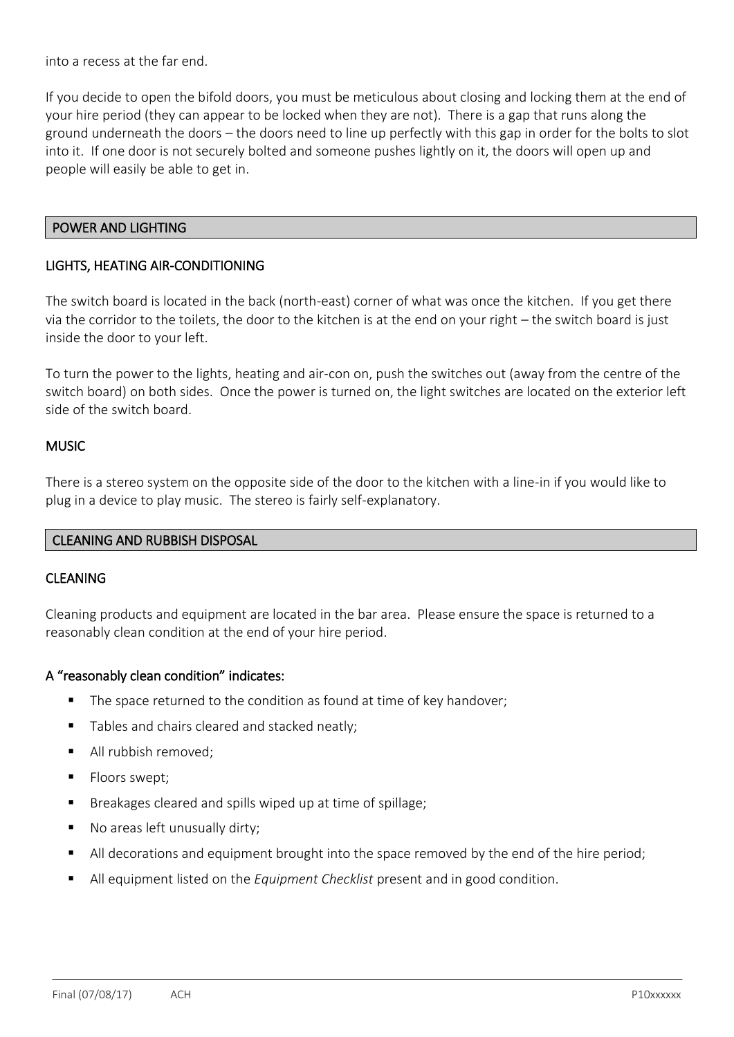into a recess at the far end.

If you decide to open the bifold doors, you must be meticulous about closing and locking them at the end of your hire period (they can appear to be locked when they are not). There is a gap that runs along the ground underneath the doors – the doors need to line up perfectly with this gap in order for the bolts to slot into it. If one door is not securely bolted and someone pushes lightly on it, the doors will open up and people will easily be able to get in.

## POWER AND LIGHTING

### LIGHTS, HEATING AIR-CONDITIONING

The switch board is located in the back (north-east) corner of what was once the kitchen. If you get there via the corridor to the toilets, the door to the kitchen is at the end on your right – the switch board is just inside the door to your left.

To turn the power to the lights, heating and air-con on, push the switches out (away from the centre of the switch board) on both sides. Once the power is turned on, the light switches are located on the exterior left side of the switch board.

### MUSIC

There is a stereo system on the opposite side of the door to the kitchen with a line-in if you would like to plug in a device to play music. The stereo is fairly self-explanatory.

## CLEANING AND RUBBISH DISPOSAL

### CLEANING

Cleaning products and equipment are located in the bar area. Please ensure the space is returned to a reasonably clean condition at the end of your hire period.

**A "reasonably clean condition" indicates:**

- The space returned to the condition as found at time of key handover;
- Tables and chairs cleared and stacked neatly;
- All rubbish removed;
- Floors swept;
- Breakages cleared and spills wiped up at time of spillage;
- No areas left unusually dirty;
- All decorations and equipment brought into the space removed by the end of the hire period;
- All equipment listed on the *Equipment Checklist* present and in good condition.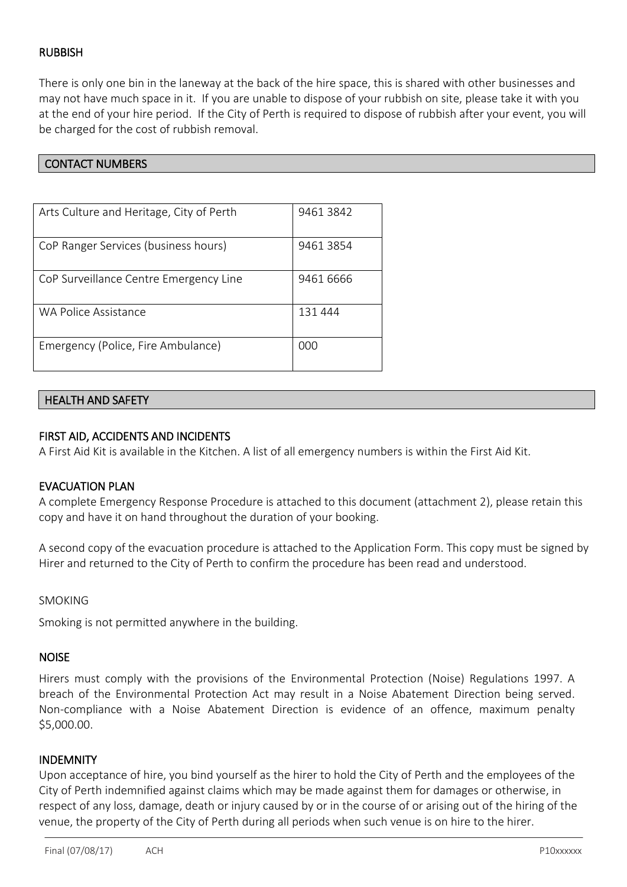### RUBBISH

There is only one bin in the laneway at the back of the hire space, this is shared with other businesses and may not have much space in it. If you are unable to dispose of your rubbish on site, please take it with you at the end of your hire period. If the City of Perth is required to dispose of rubbish after your event, you will be charged for the cost of rubbish removal.

## CONTACT NUMBERS

| | |
|---|---|
| Arts Culture and Heritage, City of Perth | 9461 3842 |
| CoP Ranger Services (business hours) | 9461 3854 |
| CoP Surveillance Centre Emergency Line | 9461 6666 |
| WA Police Assistance | 131 444 |
| Emergency (Police, Fire Ambulance) | 000 |

## HEALTH AND SAFETY

### FIRST AID, ACCIDENTS AND INCIDENTS

A First Aid Kit is available in the Kitchen. A list of all emergency numbers is within the First Aid Kit.

### EVACUATION PLAN

A complete Emergency Response Procedure is attached to this document (attachment 2), please retain this copy and have it on hand throughout the duration of your booking.

A second copy of the evacuation procedure is attached to the Application Form. This copy must be signed by Hirer and returned to the City of Perth to confirm the procedure has been read and understood.

### SMOKING

Smoking is not permitted anywhere in the building.

### NOISE

Hirers must comply with the provisions of the Environmental Protection (Noise) Regulations 1997. A breach of the Environmental Protection Act may result in a Noise Abatement Direction being served. Non-compliance with a Noise Abatement Direction is evidence of an offence, maximum penalty $5,000.00.

### INDEMNITY

Upon acceptance of hire, you bind yourself as the hirer to hold the City of Perth and the employees of the City of Perth indemnified against claims which may be made against them for damages or otherwise, in respect of any loss, damage, death or injury caused by or in the course of or arising out of the hiring of the venue, the property of the City of Perth during all periods when such venue is on hire to the hirer.